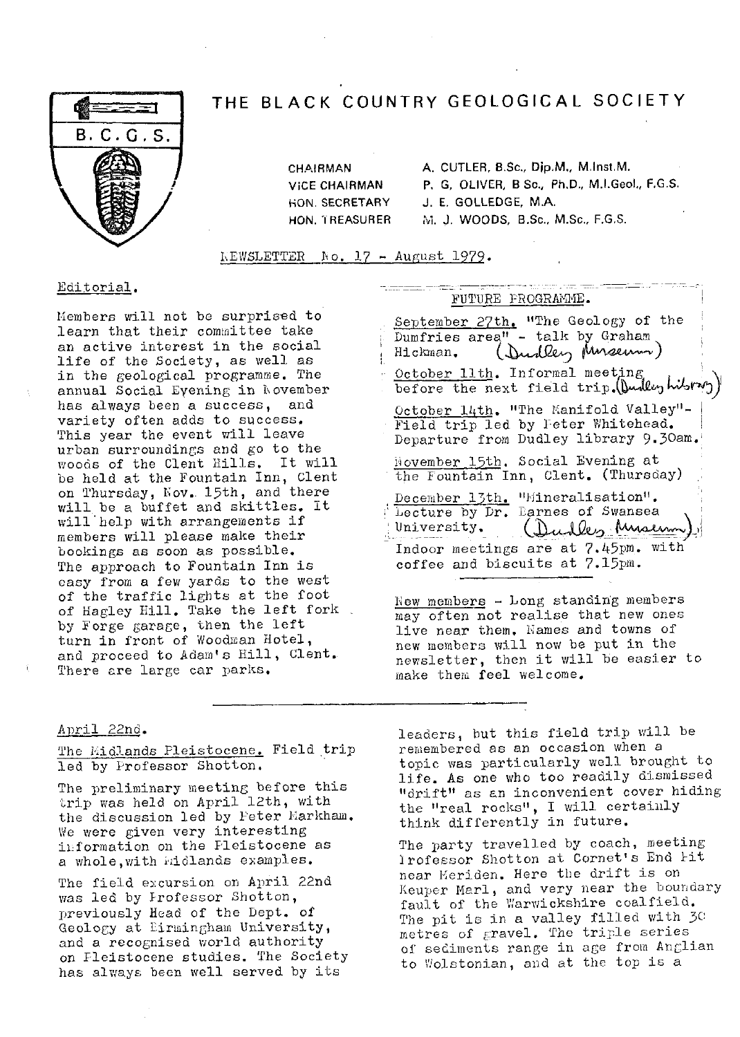# THE BLACK COUNTRY GEOLOGICAL SOCIETY

B.C.G.S.

| | |
|---|---|
| CHAIRMAN | A. CUTLER, B.Sc., Dip.M., M.Inst.M. |
| VICE CHAIRMAN | P. G. OLIVER, B Sc., Ph.D., M.I.Geol., F.G.S. |
| HON. SECRETARY | J. E. GOLLEDGE, M.A. |
| HON. TREASURER | M. J. WOODS, B.Sc., M.Sc., F.G.S. |

NEWSLETTER No. 17 - August 1979.

## Editorial.

Members will not be surprised to learn that their committee take an active interest in the social life of the Society, as well as in the geological programme. The annual Social Evening in November has always been a success, and variety often adds to success. This year the event will leave urban surroundings and go to the woods of the Clent Hills. It will be held at the Fountain Inn, Clent on Thursday, Nov. 15th, and there will be a buffet and skittles. It will help with arrangements if members will please make their bookings as soon as possible. The approach to Fountain Inn is easy from a few yards to the west of the traffic lights at the foot of Hagley Hill. Take the left fork by Forge garage, then the left turn in front of Woodman Hotel, and proceed to Adam's Hill, Clent. There are large car parks.

## FUTURE PROGRAMME.

September 27th. "The Geology of the Dumfries area" - talk by Graham Hickman. (Dudley Museum)

October 11th. Informal meeting before the next field trip. (Dudley Library)

October 14th. "The Manifold Valley"- Field trip led by Peter Whitehead. Departure from Dudley library 9.30am.

November 15th. Social Evening at the Fountain Inn, Clent. (Thursday)

December 13th. "Mineralisation". Lecture by Dr. Barnes of Swansea University. (Dudley Museum)

Indoor meetings are at 7.45pm. with coffee and biscuits at 7.15pm.

New members - Long standing members may often not realise that new ones live near them. Names and towns of new members will now be put in the newsletter, then it will be easier to make them feel welcome.

## April 22nd.

The Midlands Pleistocene. Field trip led by Professor Shotton.

The preliminary meeting before this trip was held on April 12th, with the discussion led by Peter Markham. We were given very interesting information on the Pleistocene as a whole, with Midlands examples.

The field excursion on April 22nd was led by Professor Shotton, previously Head of the Dept. of Geology at Birmingham University, and a recognised world authority on Pleistocene studies. The Society has always been well served by its leaders, but this field trip will be remembered as an occasion when a topic was particularly well brought to life. As one who too readily dismissed "drift" as an inconvenient cover hiding the "real rocks", I will certainly think differently in future.

The party travelled by coach, meeting Professor Shotton at Cornet's End Pit near Meriden. Here the drift is on Keuper Marl, and very near the boundary fault of the Warwickshire coalfield. The pit is in a valley filled with 30 metres of gravel. The triple series of sediments range in age from Anglian to Wolstonian, and at the top is a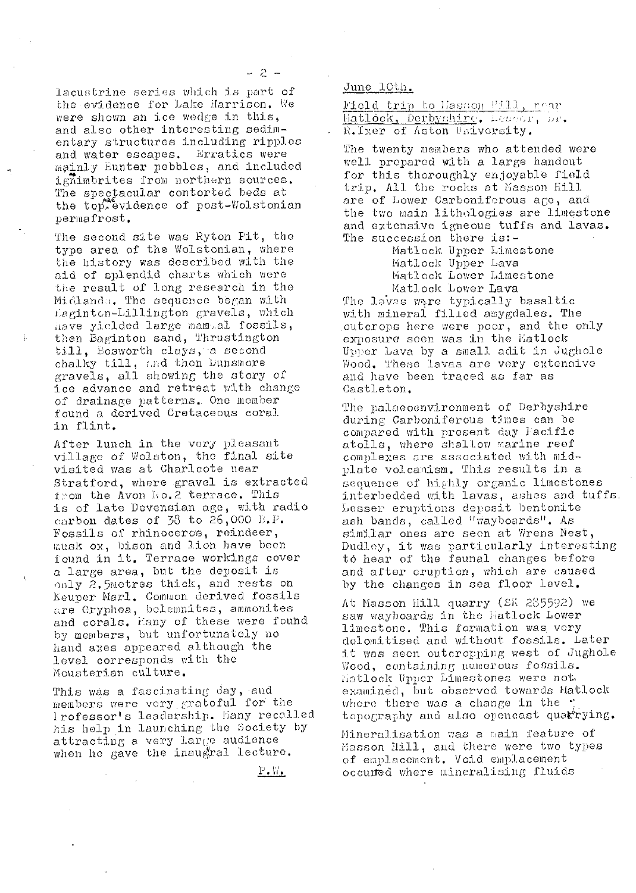lacustrine series which is part of the evidence for Lake Harrison. We were shown an ice wedge in this, and also other interesting sedimentary structures including ripples and water escapes. Erratics were mainly Bunter pebbles, and included ignimbrites from northern sources. The spectacular contorted beds at the top are evidence of post-Wolstonian permafrost.

The second site was Ryton Pit, the type area of the Wolstonian, where the history was described with the aid of splendid charts which were the result of long research in the Midlands. The sequence began with Baginton-Lillington gravels, which have yielded large mammal fossils, then Baginton sand, Thrustington till, Bosworth clays, a second chalky till, and then Dunsmore gravels, all showing the story of ice advance and retreat with change of drainage patterns. One member found a derived Cretaceous coral in flint.

After lunch in the very pleasant village of Wolston, the final site visited was at Charlcote near Stratford, where gravel is extracted from the Avon No.2 terrace. This is of late Devensian age, with radio carbon dates of 38 to 26,000 B.P. Fossils of rhinoceros, reindeer, musk ox, bison and lion have been found in it. Terrace workings cover a large area, but the deposit is only 2.5metres thick, and rests on Keuper Marl. Common derived fossils are Gryphea, belemnites, ammonites and corals. Many of these were found by members, but unfortunately no hand axes appeared although the level corresponds with the Mousterian culture.

This was a fascinating day, and members were very grateful for the Professor's leadership. Many recalled his help in launching the Society by attracting a very large audience when he gave the inaugral lecture.

P.W.

June 10th.

Field trip to Masson Hill, near Matlock, Derbyshire. Leader, Dr. R.Ixer of Aston University.

The twenty members who attended were well prepared with a large handout for this thoroughly enjoyable field trip. All the rocks at Masson Hill are of Lower Carboniferous age, and the two main lithologies are limestone and extensive igneous tuffs and lavas. The succession there is:-

Matlock Upper Limestone
Matlock Upper Lava
Matlock Lower Limestone
Matlock Lower Lava

The lavas were typically basaltic with mineral filled amygdales. The outcrops here were poor, and the only exposure seen was in the Matlock Upper Lava by a small adit in Jughole Wood. These lavas are very extensive and have been traced as far as Castleton.

The palaeoenvironment of Derbyshire during Carboniferous times can be compared with present day Pacific atolls, where shallow marine reef complexes are associated with mid-plate volcanism. This results in a sequence of highly organic limestones interbedded with lavas, ashes and tuffs. Lesser eruptions deposit bentonite ash bands, called "wayboards". As similar ones are seen at Wrens Nest, Dudley, it was particularly interesting to hear of the faunal changes before and after eruption, which are caused by the changes in sea floor level.

At Masson Hill quarry (SK 285592) we saw wayboards in the Matlock Lower limestone. This formation was very dolomitised and without fossils. Later it was seen outcropping west of Jughole Wood, containing numerous fossils. Matlock Upper Limestones were not examined, but observed towards Matlock where there was a change in the topography and also opencast quarrying.

Mineralisation was a main feature of Masson Hill, and there were two types of emplacement. Void emplacement occurred where mineralising fluids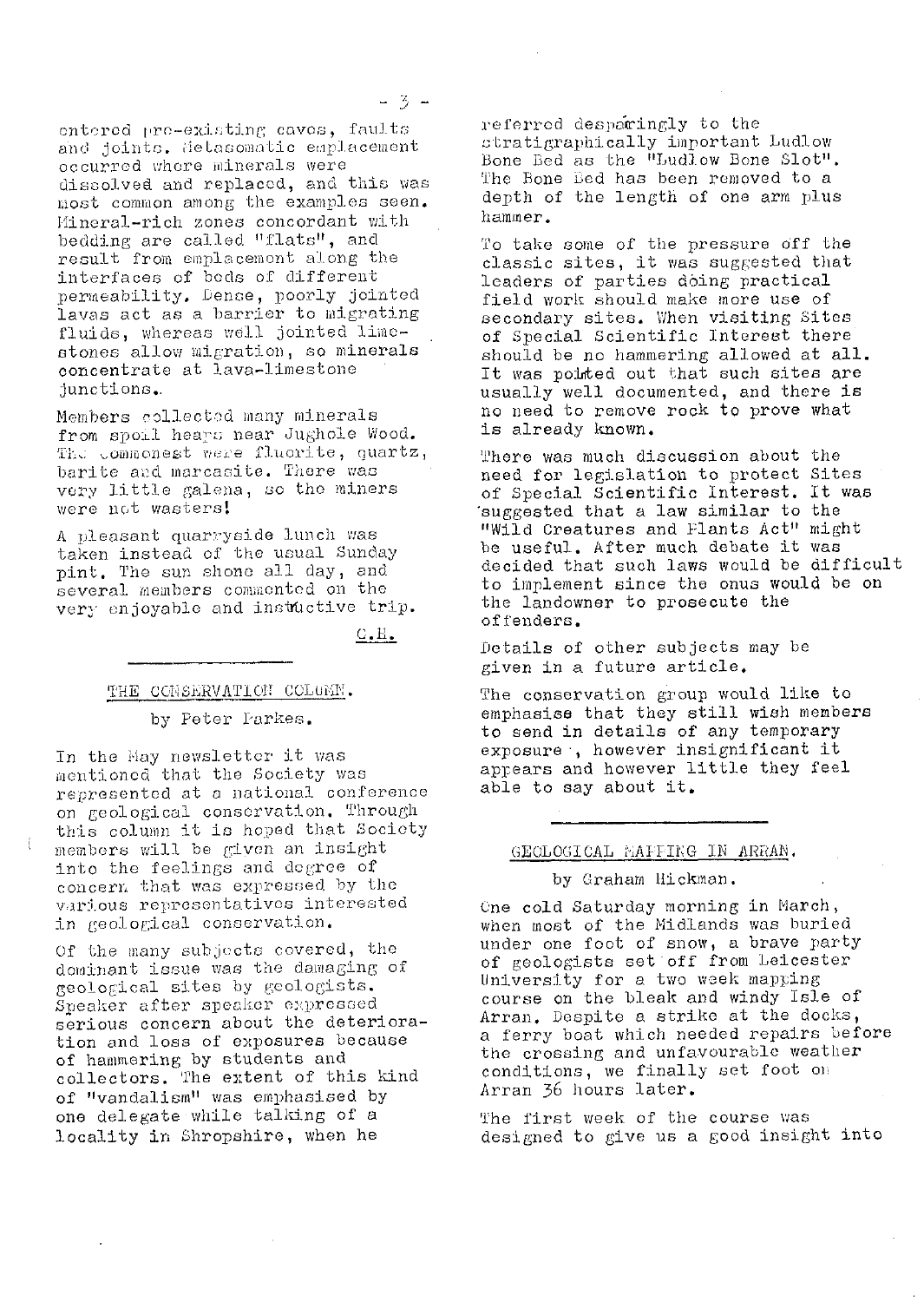entered pre-existing caves, faults and joints. Metasomatic emplacement occurred where minerals were dissolved and replaced, and this was most common among the examples seen. Mineral-rich zones concordant with bedding are called "flats", and result from emplacement along the interfaces of beds of different permeability. Dense, poorly jointed lavas act as a barrier to migrating fluids, whereas well jointed limestones allow migration, so minerals concentrate at lava-limestone junctions.

Members collected many minerals from spoil heaps near Jughole Wood. The commonest were fluorite, quartz, barite and marcasite. There was very little galena, so the miners were not wasters!

A pleasant quarryside lunch was taken instead of the usual Sunday pint. The sun shone all day, and several members commented on the very enjoyable and instructive trip.

C.H.

## THE CONSERVATION COLUMN.

by Peter Parkes.

In the May newsletter it was mentioned that the Society was represented at a national conference on geological conservation. Through this column it is hoped that Society members will be given an insight into the feelings and degree of concern that was expressed by the various representatives interested in geological conservation.

Of the many subjects covered, the dominant issue was the damaging of geological sites by geologists. Speaker after speaker expressed serious concern about the deterioration and loss of exposures because of hammering by students and collectors. The extent of this kind of "vandalism" was emphasised by one delegate while talking of a locality in Shropshire, when he referred despairingly to the stratigraphically important Ludlow Bone Bed as the "Ludlow Bone Slot". The Bone Bed has been removed to a depth of the length of one arm plus hammer.

To take some of the pressure off the classic sites, it was suggested that leaders of parties doing practical field work should make more use of secondary sites. When visiting Sites of Special Scientific Interest there should be no hammering allowed at all. It was pointed out that such sites are usually well documented, and there is no need to remove rock to prove what is already known.

There was much discussion about the need for legislation to protect Sites of Special Scientific Interest. It was suggested that a law similar to the "Wild Creatures and Plants Act" might be useful. After much debate it was decided that such laws would be difficult to implement since the onus would be on the landowner to prosecute the offenders.

Details of other subjects may be given in a future article.

The conservation group would like to emphasise that they still wish members to send in details of any temporary exposure, however insignificant it appears and however little they feel able to say about it.

## GEOLOGICAL MAPPING IN ARRAN.

by Graham Hickman.

One cold Saturday morning in March, when most of the Midlands was buried under one foot of snow, a brave party of geologists set off from Leicester University for a two week mapping course on the bleak and windy Isle of Arran. Despite a strike at the docks, a ferry boat which needed repairs before the crossing and unfavourable weather conditions, we finally set foot on Arran 36 hours later.

The first week of the course was designed to give us a good insight into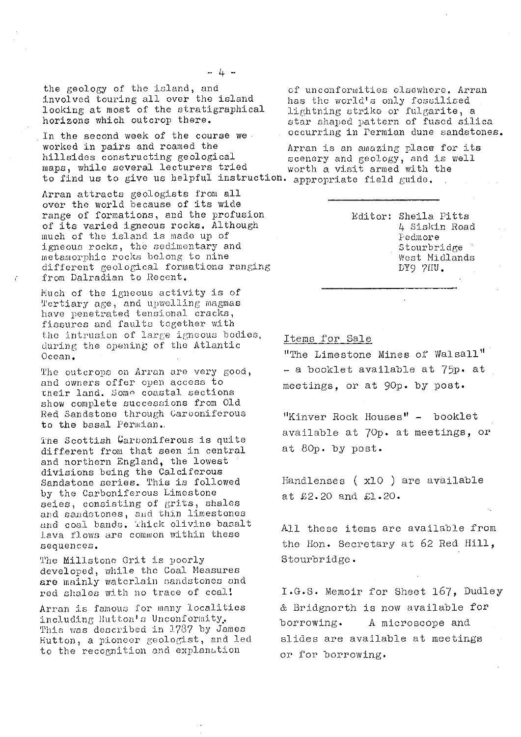the geology of the island, and involved touring all over the island looking at most of the stratigraphical horizons which outcrop there.

In the second week of the course we worked in pairs and roamed the hillsides constructing geological maps, while several lecturers tried to find us to give us helpful instruction.

Arran attracts geologists from all over the world because of its wide range of formations, and the profusion of its varied igneous rocks. Although much of the island is made up of igneous rocks, the sedimentary and metamorphic rocks belong to nine different geological formations ranging from Dalradian to Recent.

Much of the igneous activity is of Tertiary age, and upwelling magmas have penetrated tensional cracks, fissures and faults together with the intrusion of large igneous bodies, during the opening of the Atlantic Ocean.

The outcrops on Arran are very good, and owners offer open access to their land. Some coastal sections show complete successions from Old Red Sandstone through Carboniferous to the basal Permian.

The Scottish Carboniferous is quite different from that seen in central and northern England, the lowest divisions being the Calciferous Sandstone series. This is followed by the Carboniferous Limestone seies, consisting of grits, shales and sandstones, and thin limestones and coal bands. Thick olivine basalt lava flows are common within these sequences.

The Millstone Grit is poorly developed, while the Coal Measures are mainly waterlain sandstones and red shales with no trace of coal!

Arran is famous for many localities including Hutton's Unconformity. This was described in 1787 by James Hutton, a pioneer geologist, and led to the recognition and explanation of unconformities elsewhere. Arran has the world's only fossilised lightning strike or fulgarite, a star shaped pattern of fused silica occurring in Permian dune sandstones.

Arran is an amazing place for its scenery and geology, and is well worth a visit armed with the appropriate field guide.

---

Editor: Sheila Pitts
4 Siskin Road
Pedmore
Stourbridge
West Midlands
DY9 7HU.

---

## Items for Sale

"The Limestone Mines of Walsall" - a booklet available at 75p. at meetings, or at 90p. by post.

"Kinver Rock Houses" - booklet available at 70p. at meetings, or at 80p. by post.

Handlenses ( x10 ) are available at £2.20 and £1.20.

All these items are available from the Hon. Secretary at 62 Red Hill, Stourbridge.

I.G.S. Memoir for Sheet 167, Dudley & Bridgnorth is now available for borrowing. A microscope and slides are available at meetings or for borrowing.